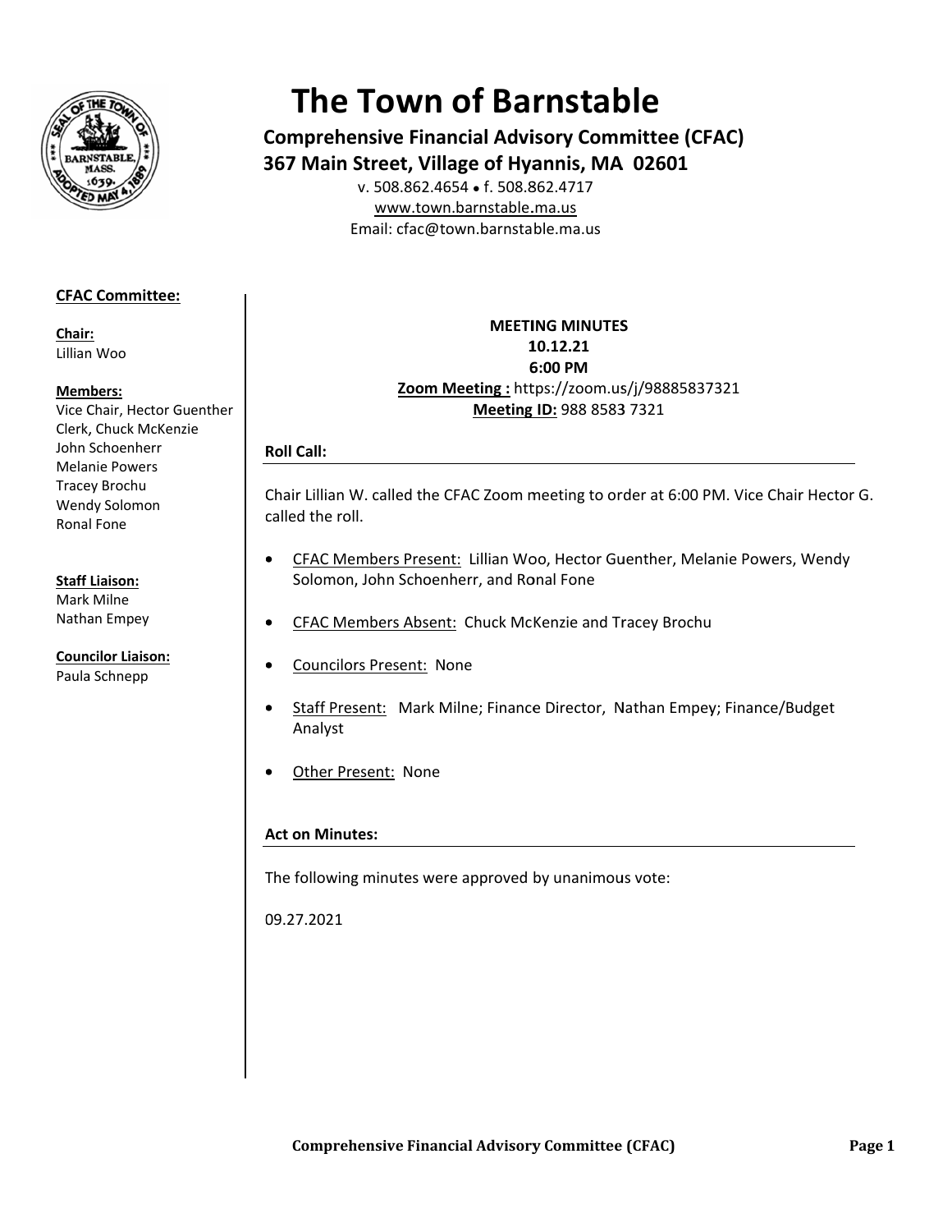# The Town of Barnstable

**Comprehensive Financial Advisory Committee (CFAC)**
**367 Main Street, Village of Hyannis, MA 02601**

v. 508.862.4654 • f. 508.862.4717
www.town.barnstable.ma.us
Email: cfac@town.barnstable.ma.us

**CFAC Committee:**

**Chair:**
Lillian Woo

**Members:**
Vice Chair, Hector Guenther
Clerk, Chuck McKenzie
John Schoenherr
Melanie Powers
Tracey Brochu
Wendy Solomon
Ronal Fone

**Staff Liaison:**
Mark Milne
Nathan Empey

**Councilor Liaison:**
Paula Schnepp

**MEETING MINUTES**
**10.12.21**
**6:00 PM**
**Zoom Meeting :** https://zoom.us/j/98885837321
**Meeting ID:** 988 8583 7321

## Roll Call:

Chair Lillian W. called the CFAC Zoom meeting to order at 6:00 PM. Vice Chair Hector G. called the roll.

- CFAC Members Present: Lillian Woo, Hector Guenther, Melanie Powers, Wendy Solomon, John Schoenherr, and Ronal Fone
- CFAC Members Absent: Chuck McKenzie and Tracey Brochu
- Councilors Present: None
- Staff Present: Mark Milne; Finance Director, Nathan Empey; Finance/Budget Analyst
- Other Present: None

## Act on Minutes:

The following minutes were approved by unanimous vote:

09.27.2021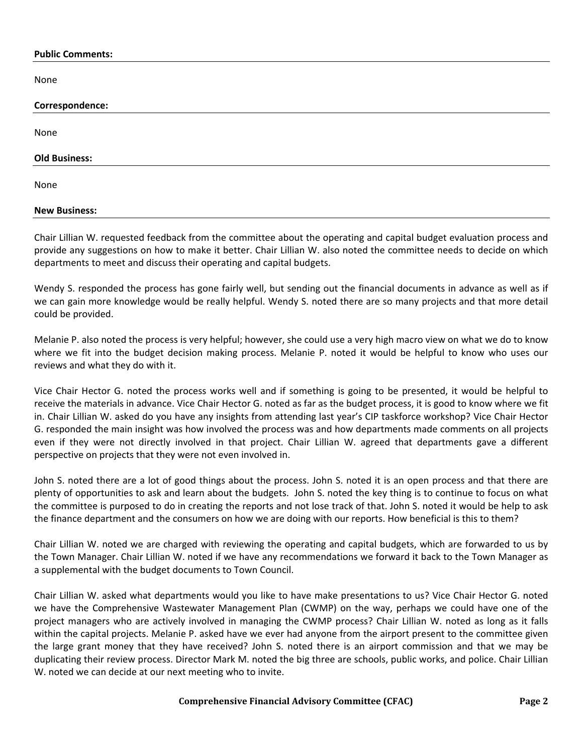**Public Comments:**

None

**Correspondence:**

None

**Old Business:**

None

**New Business:**

Chair Lillian W. requested feedback from the committee about the operating and capital budget evaluation process and provide any suggestions on how to make it better. Chair Lillian W. also noted the committee needs to decide on which departments to meet and discuss their operating and capital budgets.

Wendy S. responded the process has gone fairly well, but sending out the financial documents in advance as well as if we can gain more knowledge would be really helpful. Wendy S. noted there are so many projects and that more detail could be provided.

Melanie P. also noted the process is very helpful; however, she could use a very high macro view on what we do to know where we fit into the budget decision making process. Melanie P. noted it would be helpful to know who uses our reviews and what they do with it.

Vice Chair Hector G. noted the process works well and if something is going to be presented, it would be helpful to receive the materials in advance. Vice Chair Hector G. noted as far as the budget process, it is good to know where we fit in. Chair Lillian W. asked do you have any insights from attending last year's CIP taskforce workshop? Vice Chair Hector G. responded the main insight was how involved the process was and how departments made comments on all projects even if they were not directly involved in that project. Chair Lillian W. agreed that departments gave a different perspective on projects that they were not even involved in.

John S. noted there are a lot of good things about the process. John S. noted it is an open process and that there are plenty of opportunities to ask and learn about the budgets. John S. noted the key thing is to continue to focus on what the committee is purposed to do in creating the reports and not lose track of that. John S. noted it would be help to ask the finance department and the consumers on how we are doing with our reports. How beneficial is this to them?

Chair Lillian W. noted we are charged with reviewing the operating and capital budgets, which are forwarded to us by the Town Manager. Chair Lillian W. noted if we have any recommendations we forward it back to the Town Manager as a supplemental with the budget documents to Town Council.

Chair Lillian W. asked what departments would you like to have make presentations to us? Vice Chair Hector G. noted we have the Comprehensive Wastewater Management Plan (CWMP) on the way, perhaps we could have one of the project managers who are actively involved in managing the CWMP process? Chair Lillian W. noted as long as it falls within the capital projects. Melanie P. asked have we ever had anyone from the airport present to the committee given the large grant money that they have received? John S. noted there is an airport commission and that we may be duplicating their review process. Director Mark M. noted the big three are schools, public works, and police. Chair Lillian W. noted we can decide at our next meeting who to invite.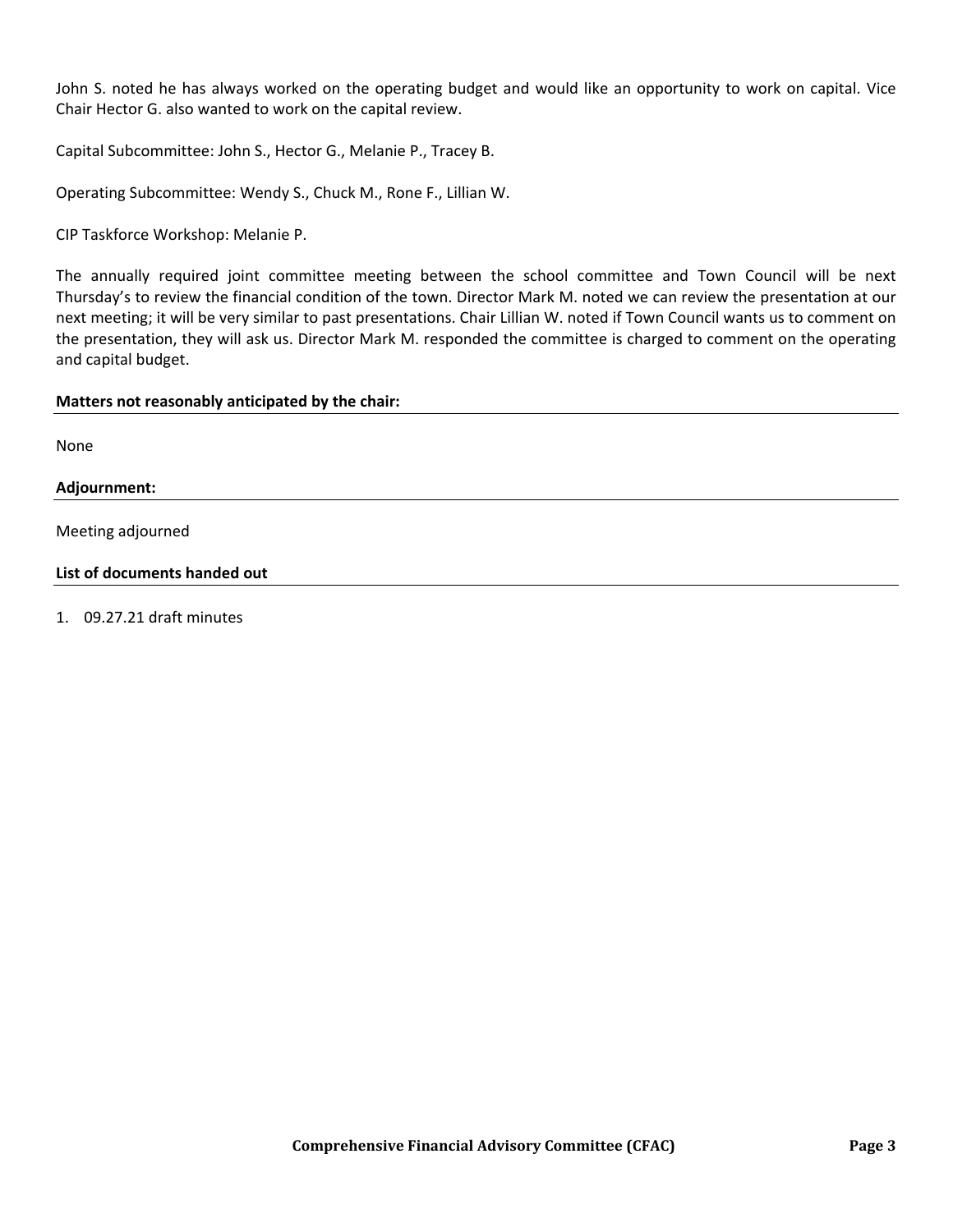John S. noted he has always worked on the operating budget and would like an opportunity to work on capital. Vice Chair Hector G. also wanted to work on the capital review.

Capital Subcommittee: John S., Hector G., Melanie P., Tracey B.

Operating Subcommittee: Wendy S., Chuck M., Rone F., Lillian W.

CIP Taskforce Workshop: Melanie P.

The annually required joint committee meeting between the school committee and Town Council will be next Thursday's to review the financial condition of the town. Director Mark M. noted we can review the presentation at our next meeting; it will be very similar to past presentations. Chair Lillian W. noted if Town Council wants us to comment on the presentation, they will ask us. Director Mark M. responded the committee is charged to comment on the operating and capital budget.

**Matters not reasonably anticipated by the chair:**

None

**Adjournment:**

Meeting adjourned

**List of documents handed out**

1. 09.27.21 draft minutes